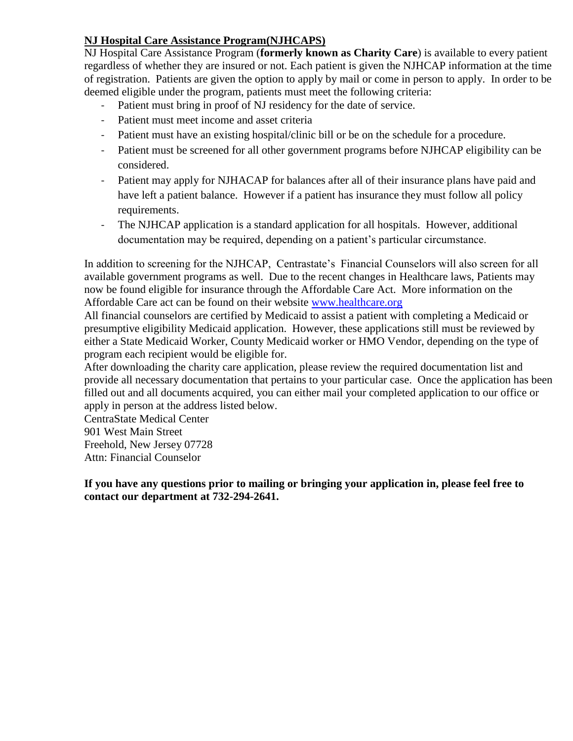## NJ Hospital Care Assistance Program(NJHCAPS)

NJ Hospital Care Assistance Program (**formerly known as Charity Care**) is available to every patient regardless of whether they are insured or not. Each patient is given the NJHCAP information at the time of registration. Patients are given the option to apply by mail or come in person to apply. In order to be deemed eligible under the program, patients must meet the following criteria:

- Patient must bring in proof of NJ residency for the date of service.
- Patient must meet income and asset criteria
- Patient must have an existing hospital/clinic bill or be on the schedule for a procedure.
- Patient must be screened for all other government programs before NJHCAP eligibility can be considered.
- Patient may apply for NJHACAP for balances after all of their insurance plans have paid and have left a patient balance. However if a patient has insurance they must follow all policy requirements.
- The NJHCAP application is a standard application for all hospitals. However, additional documentation may be required, depending on a patient's particular circumstance.

In addition to screening for the NJHCAP, Centrastate's Financial Counselors will also screen for all available government programs as well. Due to the recent changes in Healthcare laws, Patients may now be found eligible for insurance through the Affordable Care Act. More information on the Affordable Care act can be found on their website www.healthcare.org

All financial counselors are certified by Medicaid to assist a patient with completing a Medicaid or presumptive eligibility Medicaid application. However, these applications still must be reviewed by either a State Medicaid Worker, County Medicaid worker or HMO Vendor, depending on the type of program each recipient would be eligible for.

After downloading the charity care application, please review the required documentation list and provide all necessary documentation that pertains to your particular case. Once the application has been filled out and all documents acquired, you can either mail your completed application to our office or apply in person at the address listed below.

CentraState Medical Center
901 West Main Street
Freehold, New Jersey 07728
Attn: Financial Counselor

**If you have any questions prior to mailing or bringing your application in, please feel free to contact our department at 732-294-2641.**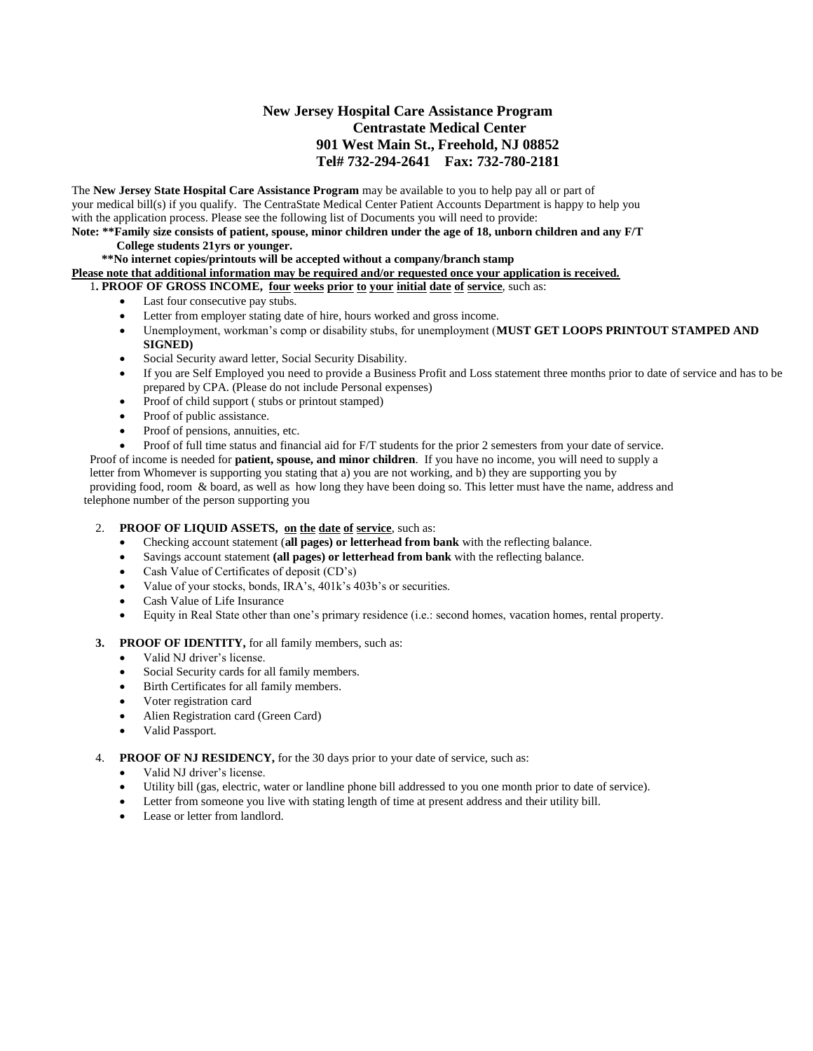## New Jersey Hospital Care Assistance Program
## Centrastate Medical Center
## 901 West Main St., Freehold, NJ 08852
## Tel# 732-294-2641 Fax: 732-780-2181

The **New Jersey State Hospital Care Assistance Program** may be available to you to help pay all or part of your medical bill(s) if you qualify. The CentraState Medical Center Patient Accounts Department is happy to help you with the application process. Please see the following list of Documents you will need to provide:

**Note: **Family size consists of patient, spouse, minor children under the age of 18, unborn children and any F/T College students 21yrs or younger.**

****No internet copies/printouts will be accepted without a company/branch stamp**

**Please note that additional information may be required and/or requested once your application is received.**

1. **PROOF OF GROSS INCOME, four weeks prior to your initial date of service**, such as:
   - Last four consecutive pay stubs.
   - Letter from employer stating date of hire, hours worked and gross income.
   - Unemployment, workman's comp or disability stubs, for unemployment (**MUST GET LOOPS PRINTOUT STAMPED AND SIGNED)**
   - Social Security award letter, Social Security Disability.
   - If you are Self Employed you need to provide a Business Profit and Loss statement three months prior to date of service and has to be prepared by CPA. (Please do not include Personal expenses)
   - Proof of child support ( stubs or printout stamped)
   - Proof of public assistance.
   - Proof of pensions, annuities, etc.
   - Proof of full time status and financial aid for F/T students for the prior 2 semesters from your date of service.

   Proof of income is needed for **patient, spouse, and minor children**. If you have no income, you will need to supply a letter from Whomever is supporting you stating that a) you are not working, and b) they are supporting you by providing food, room & board, as well as how long they have been doing so. This letter must have the name, address and telephone number of the person supporting you

2. **PROOF OF LIQUID ASSETS, on the date of service**, such as:
   - Checking account statement (**all pages) or letterhead from bank** with the reflecting balance.
   - Savings account statement **(all pages) or letterhead from bank** with the reflecting balance.
   - Cash Value of Certificates of deposit (CD's)
   - Value of your stocks, bonds, IRA's, 401k's 403b's or securities.
   - Cash Value of Life Insurance
   - Equity in Real State other than one's primary residence (i.e.: second homes, vacation homes, rental property.

3. **PROOF OF IDENTITY,** for all family members, such as:
   - Valid NJ driver's license.
   - Social Security cards for all family members.
   - Birth Certificates for all family members.
   - Voter registration card
   - Alien Registration card (Green Card)
   - Valid Passport.

4. **PROOF OF NJ RESIDENCY,** for the 30 days prior to your date of service, such as:
   - Valid NJ driver's license.
   - Utility bill (gas, electric, water or landline phone bill addressed to you one month prior to date of service).
   - Letter from someone you live with stating length of time at present address and their utility bill.
   - Lease or letter from landlord.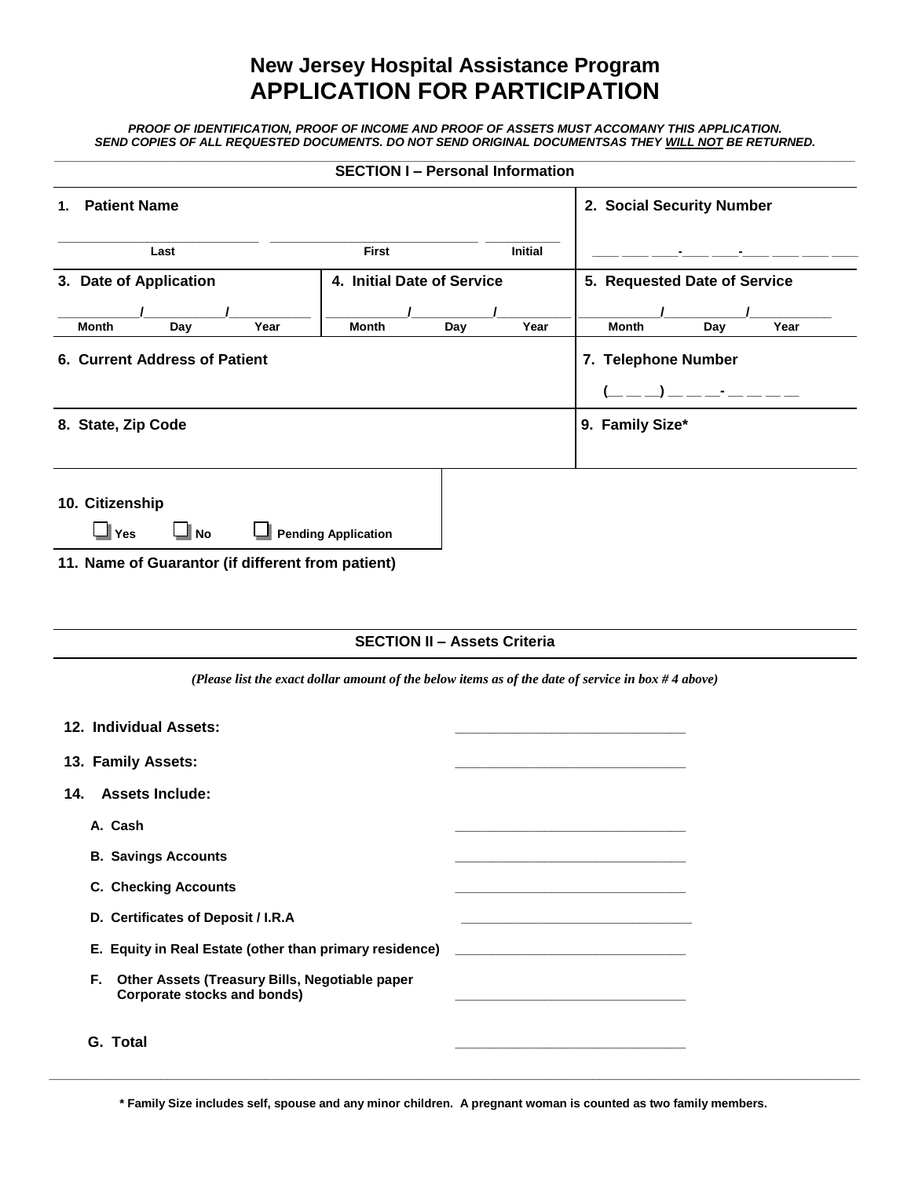# New Jersey Hospital Assistance Program
# APPLICATION FOR PARTICIPATION

***PROOF OF IDENTIFICATION, PROOF OF INCOME AND PROOF OF ASSETS MUST ACCOMANY THIS APPLICATION. SEND COPIES OF ALL REQUESTED DOCUMENTS. DO NOT SEND ORIGINAL DOCUMENTSAS THEY WILL NOT BE RETURNED.***

## SECTION I – Personal Information

**1. Patient Name**

_______________ _______________ __________
Last First Initial

**2. Social Security Number**

___ ___ ___-___ ___-___ ___ ___ ___

**3. Date of Application**

_____/_____/_____
Month Day Year

**4. Initial Date of Service**

_____/_____/_____
Month Day Year

**5. Requested Date of Service**

_____/_____/_____
Month Day Year

**6. Current Address of Patient**

**7. Telephone Number**

(__ __ __) __ __ __- __ __ __ __

**8. State, Zip Code**

**9. Family Size***

**10. Citizenship**

☐ Yes ☐ No ☐ Pending Application

**11. Name of Guarantor (if different from patient)**

## SECTION II – Assets Criteria

*(Please list the exact dollar amount of the below items as of the date of service in box # 4 above)*

**12. Individual Assets:** ____________________

**13. Family Assets:** ____________________

**14. Assets Include:**

- **A. Cash** ____________________
- **B. Savings Accounts** ____________________
- **C. Checking Accounts** ____________________
- **D. Certificates of Deposit / I.R.A** ____________________
- **E. Equity in Real Estate (other than primary residence)** ____________________
- **F. Other Assets (Treasury Bills, Negotiable paper Corporate stocks and bonds)** ____________________
- **G. Total** ____________________

*** Family Size includes self, spouse and any minor children. A pregnant woman is counted as two family members.**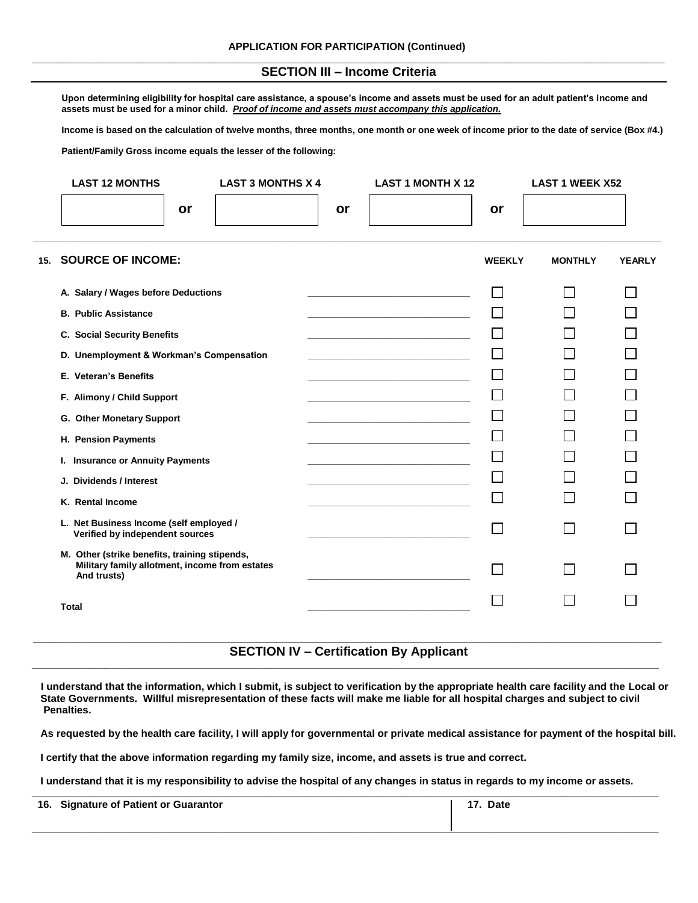APPLICATION FOR PARTICIPATION (Continued)

## SECTION III – Income Criteria

**Upon determining eligibility for hospital care assistance, a spouse's income and assets must be used for an adult patient's income and assets must be used for a minor child. *Proof of income and assets must accompany this application.***

**Income is based on the calculation of twelve months, three months, one month or one week of income prior to the date of service (Box #4.)**

**Patient/Family Gross income equals the lesser of the following:**

| LAST 12 MONTHS | | LAST 3 MONTHS X 4 | | LAST 1 MONTH X 12 | | LAST 1 WEEK X52 |
|---|---|---|---|---|---|---|
| | or | | or | | or | |

**15. SOURCE OF INCOME:**

| | | WEEKLY | MONTHLY | YEARLY |
|---|---|---|---|---|
| A. Salary / Wages before Deductions | ______________ | ☐ | ☐ | ☐ |
| B. Public Assistance | ______________ | ☐ | ☐ | ☐ |
| C. Social Security Benefits | ______________ | ☐ | ☐ | ☐ |
| D. Unemployment & Workman's Compensation | ______________ | ☐ | ☐ | ☐ |
| E. Veteran's Benefits | ______________ | ☐ | ☐ | ☐ |
| F. Alimony / Child Support | ______________ | ☐ | ☐ | ☐ |
| G. Other Monetary Support | ______________ | ☐ | ☐ | ☐ |
| H. Pension Payments | ______________ | ☐ | ☐ | ☐ |
| I. Insurance or Annuity Payments | ______________ | ☐ | ☐ | ☐ |
| J. Dividends / Interest | ______________ | ☐ | ☐ | ☐ |
| K. Rental Income | ______________ | ☐ | ☐ | ☐ |
| L. Net Business Income (self employed / Verified by independent sources | ______________ | ☐ | ☐ | ☐ |
| M. Other (strike benefits, training stipends, Military family allotment, income from estates And trusts) | ______________ | ☐ | ☐ | ☐ |
| Total | ______________ | ☐ | ☐ | ☐ |

## SECTION IV – Certification By Applicant

**I understand that the information, which I submit, is subject to verification by the appropriate health care facility and the Local or State Governments. Willful misrepresentation of these facts will make me liable for all hospital charges and subject to civil Penalties.**

**As requested by the health care facility, I will apply for governmental or private medical assistance for payment of the hospital bill.**

**I certify that the above information regarding my family size, income, and assets is true and correct.**

**I understand that it is my responsibility to advise the hospital of any changes in status in regards to my income or assets.**

| 16. Signature of Patient or Guarantor | 17. Date |
|---|---|
| | |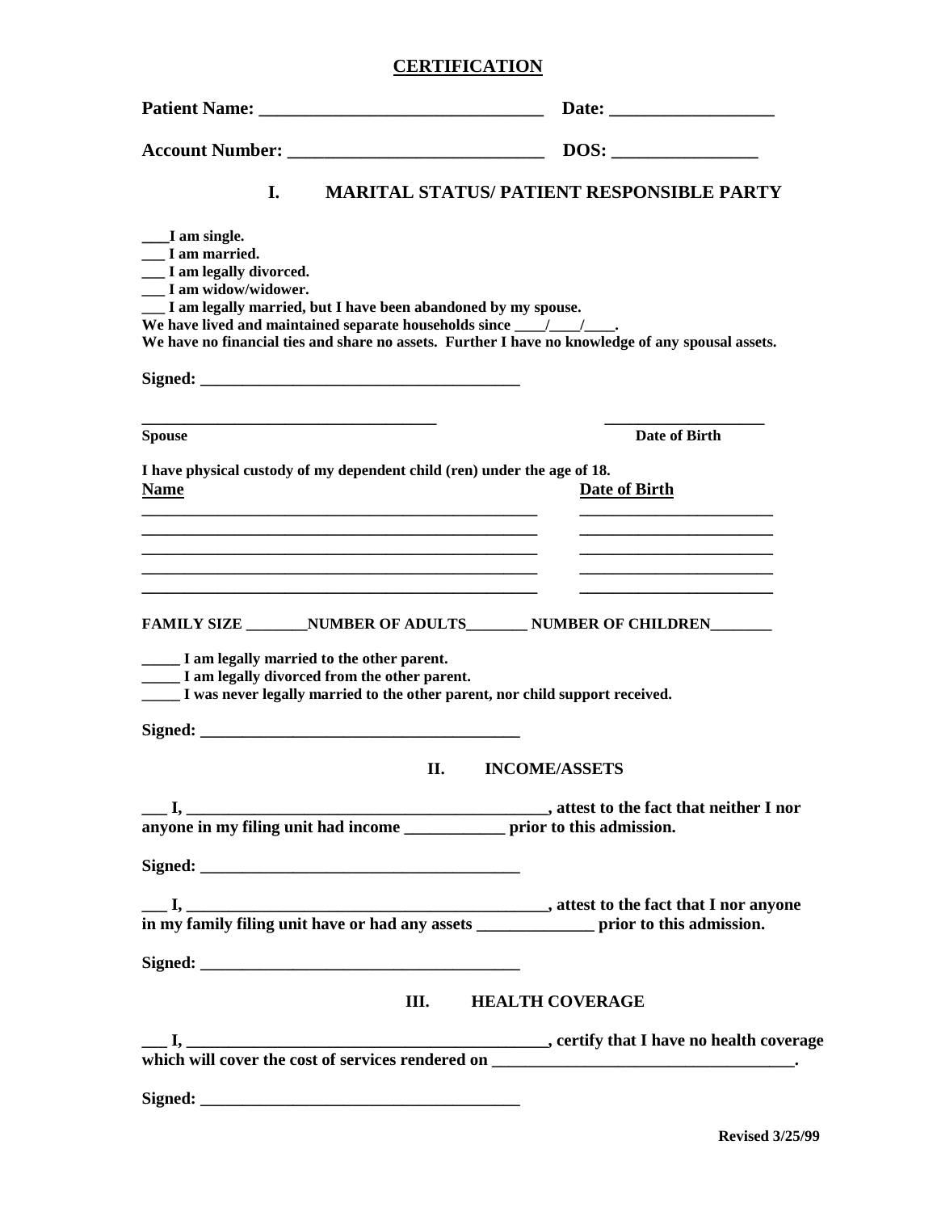# CERTIFICATION

**Patient Name: ________________________________ Date: __________________**

**Account Number: ____________________________ DOS: ________________**

## I. MARITAL STATUS/ PATIENT RESPONSIBLE PARTY

**___I am single.**
**___ I am married.**
**___ I am legally divorced.**
**___ I am widow/widower.**
**___ I am legally married, but I have been abandoned by my spouse.**
**We have lived and maintained separate households since ____/____/____.**
**We have no financial ties and share no assets. Further I have no knowledge of any spousal assets.**

**Signed: ______________________________________**

| **Spouse** | **Date of Birth** |
|---|---|
| ____________________________________ | ___________________ |

**I have physical custody of my dependent child (ren) under the age of 18.**

| **Name** | **Date of Birth** |
|---|---|
| ________________________________________________ | _______________________ |
| ________________________________________________ | _______________________ |
| ________________________________________________ | _______________________ |
| ________________________________________________ | _______________________ |
| ________________________________________________ | _______________________ |

**FAMILY SIZE ________NUMBER OF ADULTS________ NUMBER OF CHILDREN________**

**_____ I am legally married to the other parent.**
**_____ I am legally divorced from the other parent.**
**_____ I was never legally married to the other parent, nor child support received.**

**Signed: ______________________________________**

## II. INCOME/ASSETS

**___ I, ____________________________________________, attest to the fact that neither I nor anyone in my filing unit had income ____________ prior to this admission.**

**Signed: ______________________________________**

**___ I, ____________________________________________, attest to the fact that I nor anyone in my family filing unit have or had any assets ______________ prior to this admission.**

**Signed: ______________________________________**

## III. HEALTH COVERAGE

**___ I, ____________________________________________, certify that I have no health coverage which will cover the cost of services rendered on ___________________________________.**

**Signed: ______________________________________**

**Revised 3/25/99**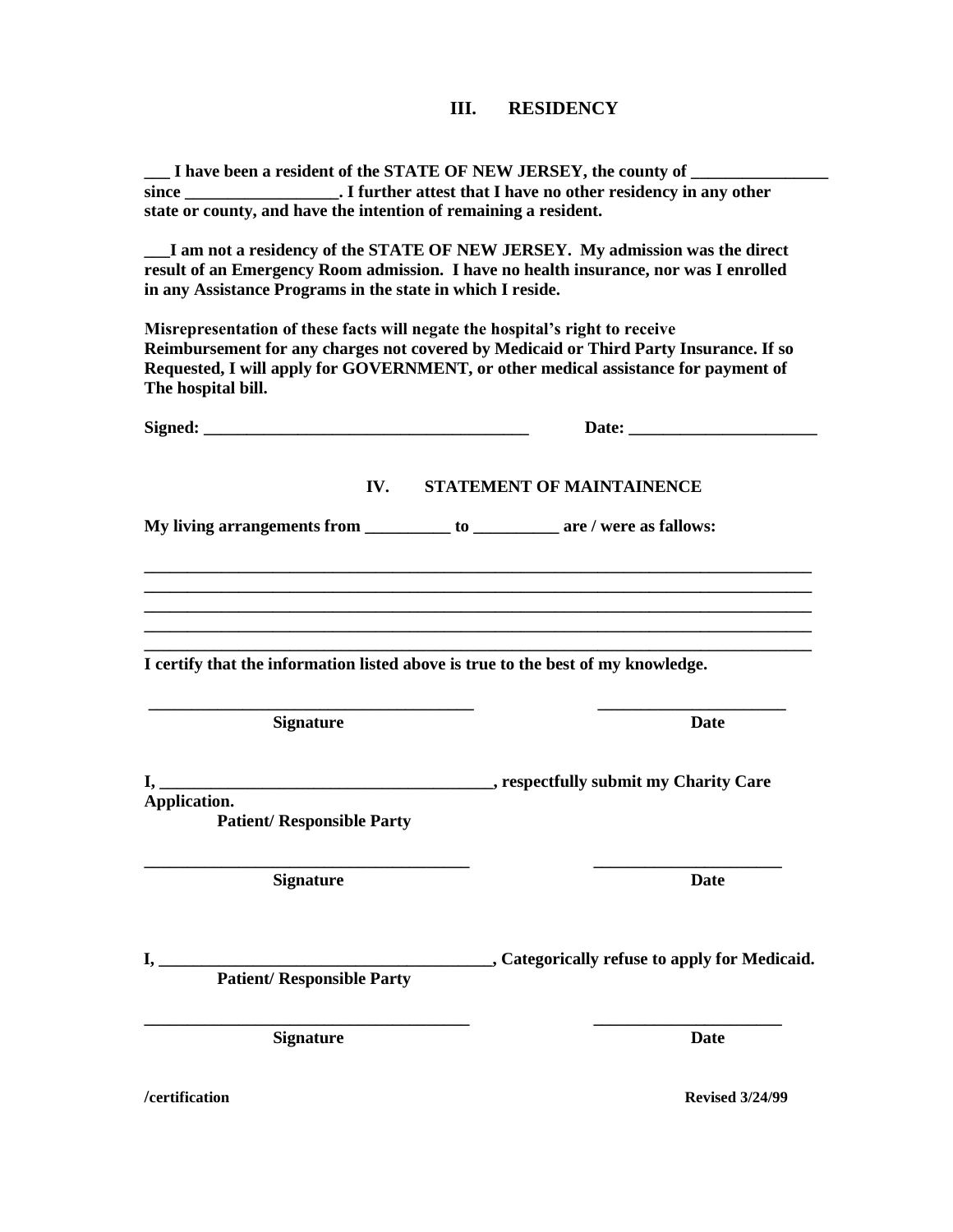## III. RESIDENCY

**___ I have been a resident of the STATE OF NEW JERSEY, the county of ________________ since __________________. I further attest that I have no other residency in any other state or county, and have the intention of remaining a resident.**

**___I am not a residency of the STATE OF NEW JERSEY. My admission was the direct result of an Emergency Room admission. I have no health insurance, nor was I enrolled in any Assistance Programs in the state in which I reside.**

**Misrepresentation of these facts will negate the hospital's right to receive Reimbursement for any charges not covered by Medicaid or Third Party Insurance. If so Requested, I will apply for GOVERNMENT, or other medical assistance for payment of The hospital bill.**

**Signed: ______________________________________ Date: ______________________**

## IV. STATEMENT OF MAINTAINENCE

**My living arrangements from __________ to __________ are / were as fallows:**

________________________________________________________________________________
________________________________________________________________________________
________________________________________________________________________________
________________________________________________________________________________
________________________________________________________________________________

**I certify that the information listed above is true to the best of my knowledge.**

______________________________________ ______________________
**Signature** **Date**

**I, ______________________________________, respectfully submit my Charity Care Application.**
**Patient/ Responsible Party**

______________________________________ ______________________
**Signature** **Date**

**I, ______________________________________, Categorically refuse to apply for Medicaid.**
**Patient/ Responsible Party**

______________________________________ ______________________
**Signature** **Date**

**/certification** **Revised 3/24/99**